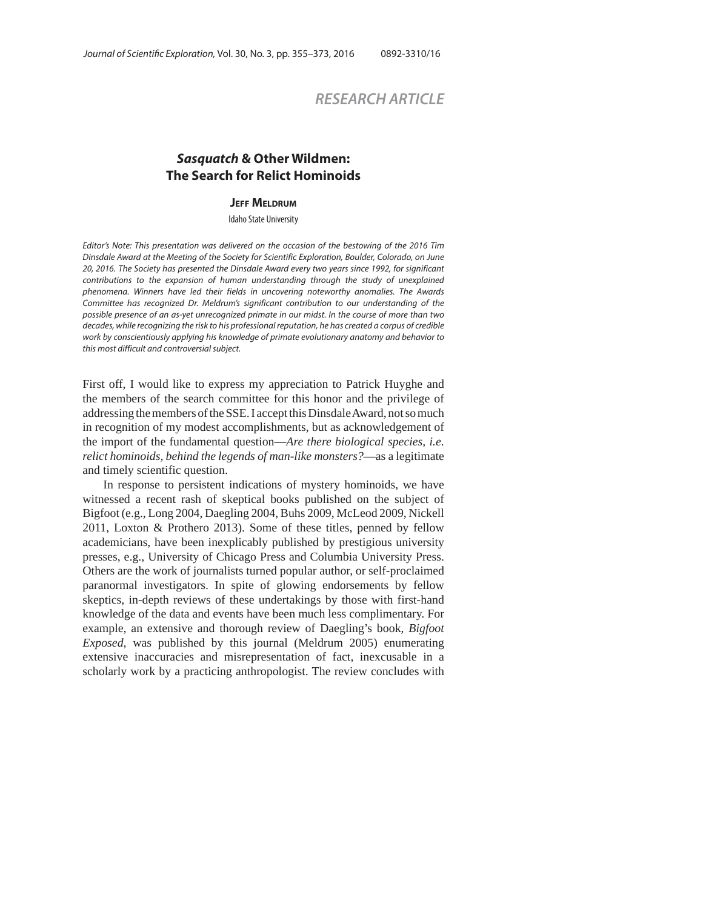RESEARCH ARTICLE

# *Sasquatch* & Other Wildmen: The Search for Relict Hominoids

**Jeff Meldrum**

Idaho State University

*Editor's Note: This presentation was delivered on the occasion of the bestowing of the 2016 Tim Dinsdale Award at the Meeting of the Society for Scientific Exploration, Boulder, Colorado, on June 20, 2016. The Society has presented the Dinsdale Award every two years since 1992, for significant contributions to the expansion of human understanding through the study of unexplained phenomena. Winners have led their fields in uncovering noteworthy anomalies. The Awards Committee has recognized Dr. Meldrum's significant contribution to our understanding of the possible presence of an as-yet unrecognized primate in our midst. In the course of more than two decades, while recognizing the risk to his professional reputation, he has created a corpus of credible work by conscientiously applying his knowledge of primate evolutionary anatomy and behavior to this most difficult and controversial subject.*

First off, I would like to express my appreciation to Patrick Huyghe and the members of the search committee for this honor and the privilege of addressing the members of the SSE. I accept this Dinsdale Award, not so much in recognition of my modest accomplishments, but as acknowledgement of the import of the fundamental question—*Are there biological species, i.e. relict hominoids, behind the legends of man-like monsters?*—as a legitimate and timely scientific question.

In response to persistent indications of mystery hominoids, we have witnessed a recent rash of skeptical books published on the subject of Bigfoot (e.g., Long 2004, Daegling 2004, Buhs 2009, McLeod 2009, Nickell 2011, Loxton & Prothero 2013). Some of these titles, penned by fellow academicians, have been inexplicably published by prestigious university presses, e.g., University of Chicago Press and Columbia University Press. Others are the work of journalists turned popular author, or self-proclaimed paranormal investigators. In spite of glowing endorsements by fellow skeptics, in-depth reviews of these undertakings by those with first-hand knowledge of the data and events have been much less complimentary. For example, an extensive and thorough review of Daegling's book, *Bigfoot Exposed*, was published by this journal (Meldrum 2005) enumerating extensive inaccuracies and misrepresentation of fact, inexcusable in a scholarly work by a practicing anthropologist. The review concludes with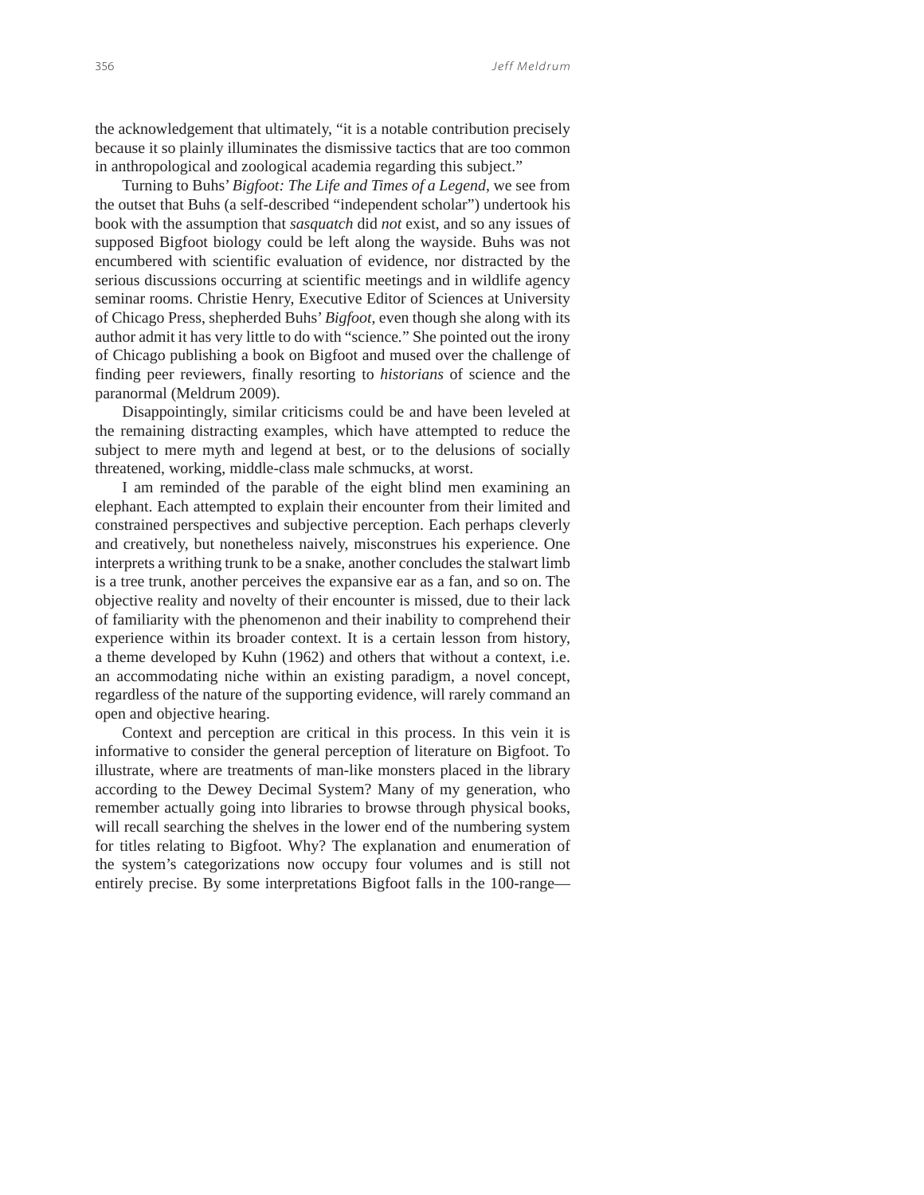the acknowledgement that ultimately, "it is a notable contribution precisely because it so plainly illuminates the dismissive tactics that are too common in anthropological and zoological academia regarding this subject."

Turning to Buhs' *Bigfoot: The Life and Times of a Legend*, we see from the outset that Buhs (a self-described "independent scholar") undertook his book with the assumption that *sasquatch* did *not* exist, and so any issues of supposed Bigfoot biology could be left along the wayside. Buhs was not encumbered with scientific evaluation of evidence, nor distracted by the serious discussions occurring at scientific meetings and in wildlife agency seminar rooms. Christie Henry, Executive Editor of Sciences at University of Chicago Press, shepherded Buhs' *Bigfoot*, even though she along with its author admit it has very little to do with "science." She pointed out the irony of Chicago publishing a book on Bigfoot and mused over the challenge of finding peer reviewers, finally resorting to *historians* of science and the paranormal (Meldrum 2009).

Disappointingly, similar criticisms could be and have been leveled at the remaining distracting examples, which have attempted to reduce the subject to mere myth and legend at best, or to the delusions of socially threatened, working, middle-class male schmucks, at worst.

I am reminded of the parable of the eight blind men examining an elephant. Each attempted to explain their encounter from their limited and constrained perspectives and subjective perception. Each perhaps cleverly and creatively, but nonetheless naively, misconstrues his experience. One interprets a writhing trunk to be a snake, another concludes the stalwart limb is a tree trunk, another perceives the expansive ear as a fan, and so on. The objective reality and novelty of their encounter is missed, due to their lack of familiarity with the phenomenon and their inability to comprehend their experience within its broader context. It is a certain lesson from history, a theme developed by Kuhn (1962) and others that without a context, i.e. an accommodating niche within an existing paradigm, a novel concept, regardless of the nature of the supporting evidence, will rarely command an open and objective hearing.

Context and perception are critical in this process. In this vein it is informative to consider the general perception of literature on Bigfoot. To illustrate, where are treatments of man-like monsters placed in the library according to the Dewey Decimal System? Many of my generation, who remember actually going into libraries to browse through physical books, will recall searching the shelves in the lower end of the numbering system for titles relating to Bigfoot. Why? The explanation and enumeration of the system's categorizations now occupy four volumes and is still not entirely precise. By some interpretations Bigfoot falls in the 100-range—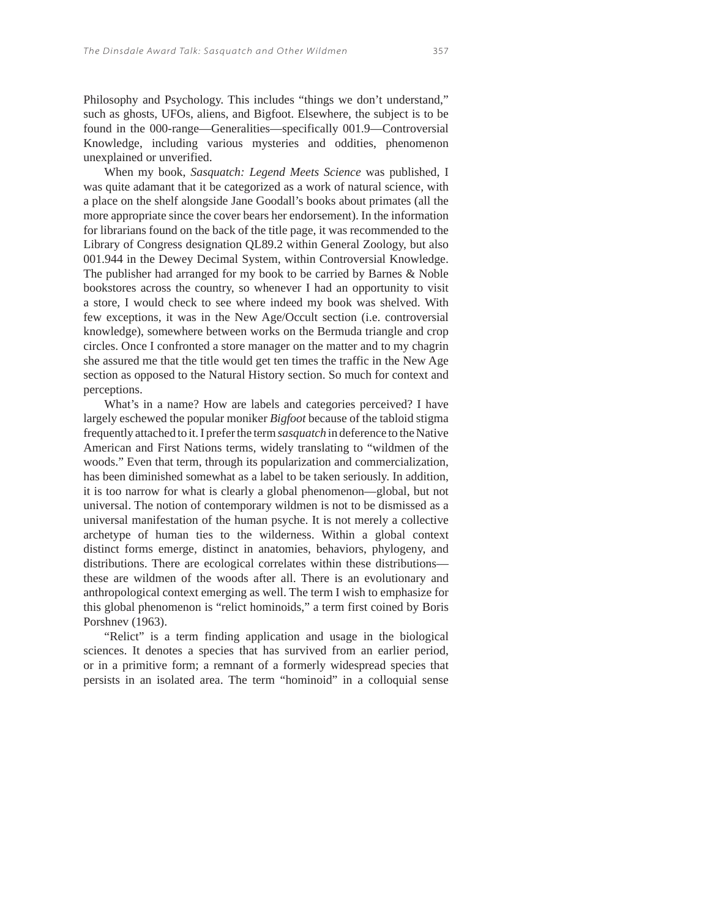Philosophy and Psychology. This includes “things we don’t understand,” such as ghosts, UFOs, aliens, and Bigfoot. Elsewhere, the subject is to be found in the 000-range—Generalities—specifically 001.9—Controversial Knowledge, including various mysteries and oddities, phenomenon unexplained or unverified.

When my book, *Sasquatch: Legend Meets Science* was published, I was quite adamant that it be categorized as a work of natural science, with a place on the shelf alongside Jane Goodall’s books about primates (all the more appropriate since the cover bears her endorsement). In the information for librarians found on the back of the title page, it was recommended to the Library of Congress designation QL89.2 within General Zoology, but also 001.944 in the Dewey Decimal System, within Controversial Knowledge. The publisher had arranged for my book to be carried by Barnes & Noble bookstores across the country, so whenever I had an opportunity to visit a store, I would check to see where indeed my book was shelved. With few exceptions, it was in the New Age/Occult section (i.e. controversial knowledge), somewhere between works on the Bermuda triangle and crop circles. Once I confronted a store manager on the matter and to my chagrin she assured me that the title would get ten times the traffic in the New Age section as opposed to the Natural History section. So much for context and perceptions.

What’s in a name? How are labels and categories perceived? I have largely eschewed the popular moniker *Bigfoot* because of the tabloid stigma frequently attached to it. I prefer the term *sasquatch* in deference to the Native American and First Nations terms, widely translating to “wildmen of the woods.” Even that term, through its popularization and commercialization, has been diminished somewhat as a label to be taken seriously. In addition, it is too narrow for what is clearly a global phenomenon—global, but not universal. The notion of contemporary wildmen is not to be dismissed as a universal manifestation of the human psyche. It is not merely a collective archetype of human ties to the wilderness. Within a global context distinct forms emerge, distinct in anatomies, behaviors, phylogeny, and distributions. There are ecological correlates within these distributions—these are wildmen of the woods after all. There is an evolutionary and anthropological context emerging as well. The term I wish to emphasize for this global phenomenon is “relict hominoids,” a term first coined by Boris Porshnev (1963).

“Relict” is a term finding application and usage in the biological sciences. It denotes a species that has survived from an earlier period, or in a primitive form; a remnant of a formerly widespread species that persists in an isolated area. The term “hominoid” in a colloquial sense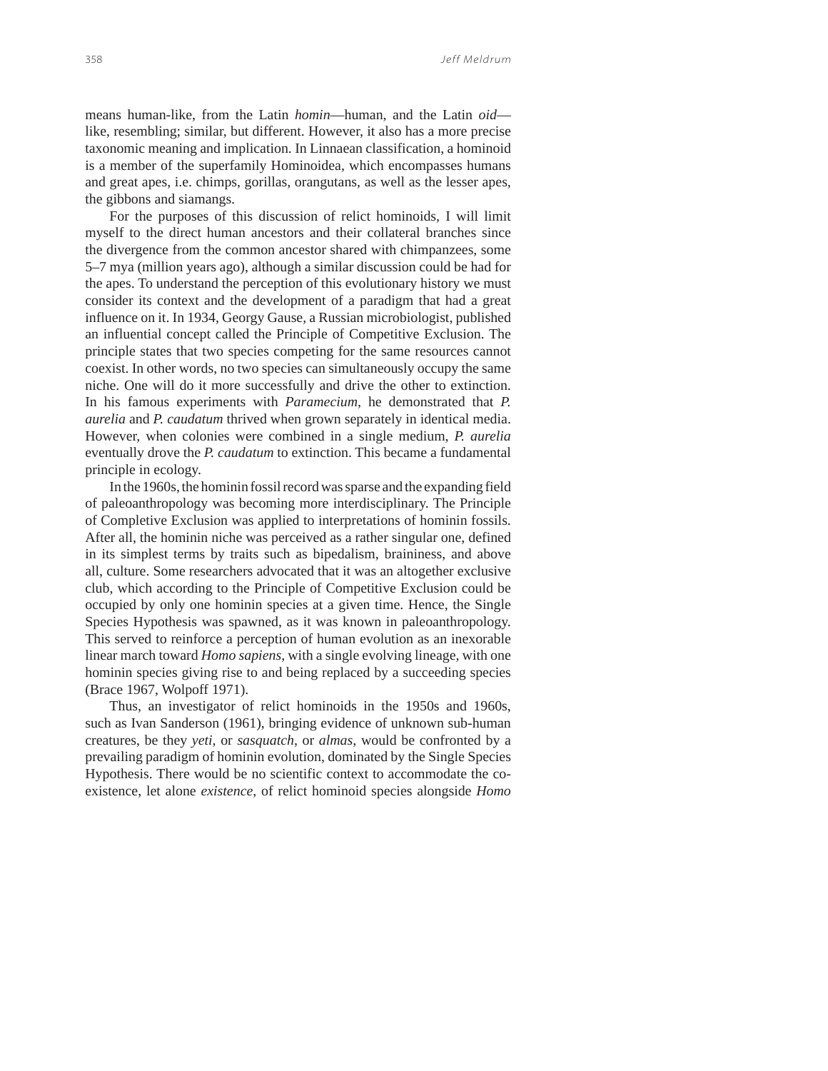means human-like, from the Latin *homin*—human, and the Latin *oid*—like, resembling; similar, but different. However, it also has a more precise taxonomic meaning and implication. In Linnaean classification, a hominoid is a member of the superfamily Hominoidea, which encompasses humans and great apes, i.e. chimps, gorillas, orangutans, as well as the lesser apes, the gibbons and siamangs.

For the purposes of this discussion of relict hominoids, I will limit myself to the direct human ancestors and their collateral branches since the divergence from the common ancestor shared with chimpanzees, some 5–7 mya (million years ago), although a similar discussion could be had for the apes. To understand the perception of this evolutionary history we must consider its context and the development of a paradigm that had a great influence on it. In 1934, Georgy Gause, a Russian microbiologist, published an influential concept called the Principle of Competitive Exclusion. The principle states that two species competing for the same resources cannot coexist. In other words, no two species can simultaneously occupy the same niche. One will do it more successfully and drive the other to extinction. In his famous experiments with *Paramecium*, he demonstrated that *P. aurelia* and *P. caudatum* thrived when grown separately in identical media. However, when colonies were combined in a single medium, *P. aurelia* eventually drove the *P. caudatum* to extinction. This became a fundamental principle in ecology.

In the 1960s, the hominin fossil record was sparse and the expanding field of paleoanthropology was becoming more interdisciplinary. The Principle of Completive Exclusion was applied to interpretations of hominin fossils. After all, the hominin niche was perceived as a rather singular one, defined in its simplest terms by traits such as bipedalism, braininess, and above all, culture. Some researchers advocated that it was an altogether exclusive club, which according to the Principle of Competitive Exclusion could be occupied by only one hominin species at a given time. Hence, the Single Species Hypothesis was spawned, as it was known in paleoanthropology. This served to reinforce a perception of human evolution as an inexorable linear march toward *Homo sapiens*, with a single evolving lineage, with one hominin species giving rise to and being replaced by a succeeding species (Brace 1967, Wolpoff 1971).

Thus, an investigator of relict hominoids in the 1950s and 1960s, such as Ivan Sanderson (1961), bringing evidence of unknown sub-human creatures, be they *yeti*, or *sasquatch*, or *almas*, would be confronted by a prevailing paradigm of hominin evolution, dominated by the Single Species Hypothesis. There would be no scientific context to accommodate the co-existence, let alone *existence*, of relict hominoid species alongside *Homo*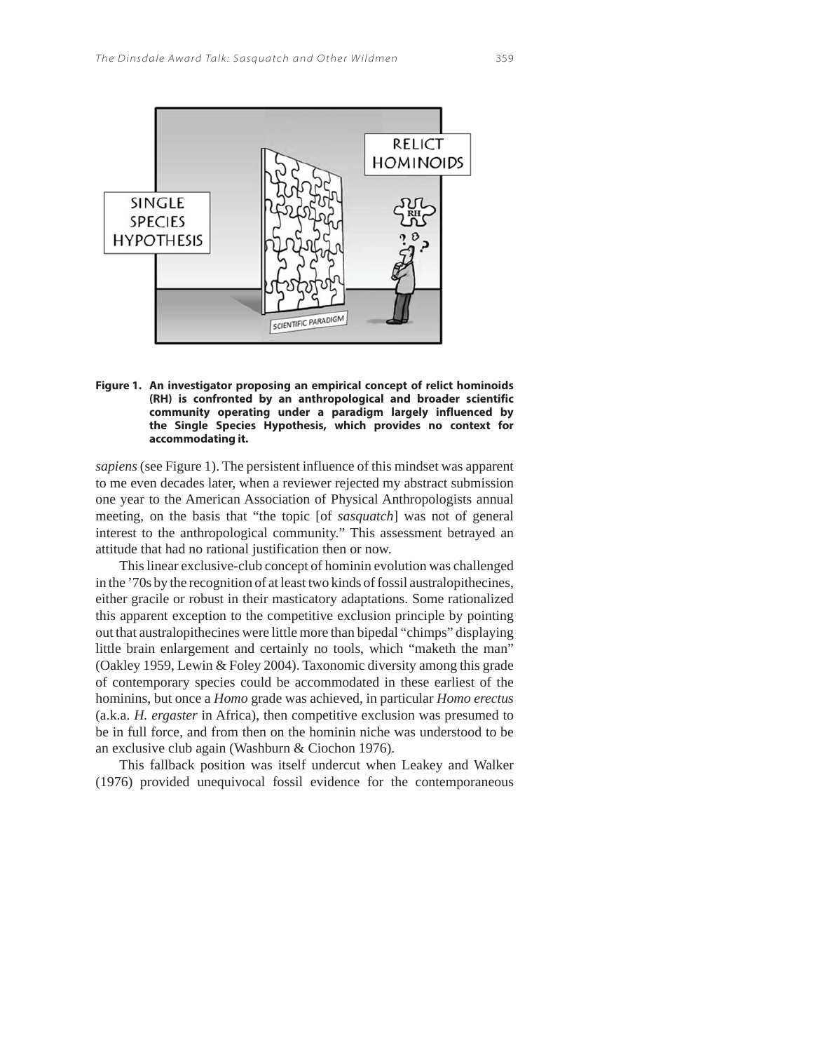**Figure 1. An investigator proposing an empirical concept of relict hominoids (RH) is confronted by an anthropological and broader scientific community operating under a paradigm largely influenced by the Single Species Hypothesis, which provides no context for accommodating it.**

*sapiens* (see Figure 1). The persistent influence of this mindset was apparent to me even decades later, when a reviewer rejected my abstract submission one year to the American Association of Physical Anthropologists annual meeting, on the basis that "the topic [of *sasquatch*] was not of general interest to the anthropological community." This assessment betrayed an attitude that had no rational justification then or now.

This linear exclusive-club concept of hominin evolution was challenged in the '70s by the recognition of at least two kinds of fossil australopithecines, either gracile or robust in their masticatory adaptations. Some rationalized this apparent exception to the competitive exclusion principle by pointing out that australopithecines were little more than bipedal "chimps" displaying little brain enlargement and certainly no tools, which "maketh the man" (Oakley 1959, Lewin & Foley 2004). Taxonomic diversity among this grade of contemporary species could be accommodated in these earliest of the hominins, but once a *Homo* grade was achieved, in particular *Homo erectus* (a.k.a. *H. ergaster* in Africa), then competitive exclusion was presumed to be in full force, and from then on the hominin niche was understood to be an exclusive club again (Washburn & Ciochon 1976).

This fallback position was itself undercut when Leakey and Walker (1976) provided unequivocal fossil evidence for the contemporaneous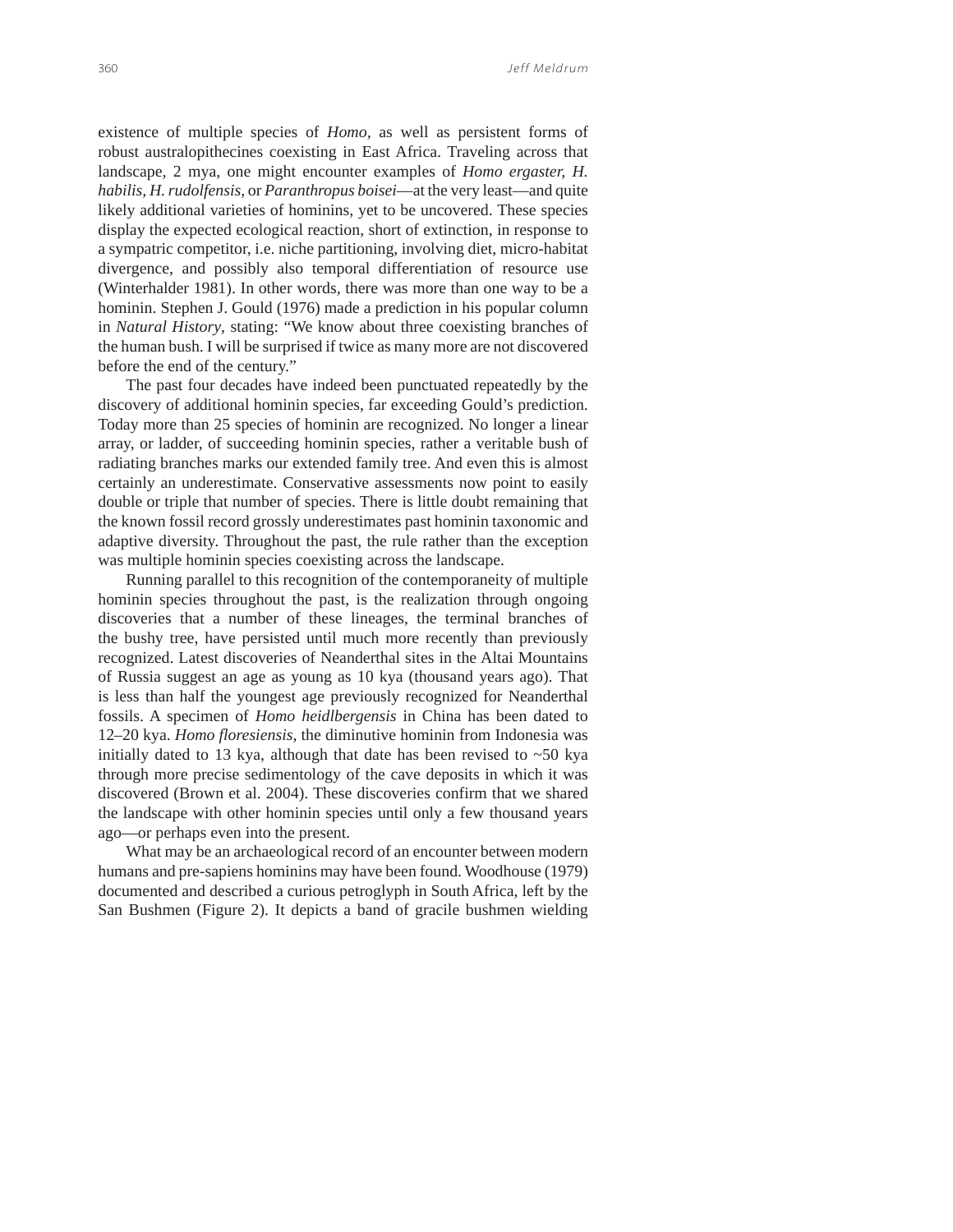existence of multiple species of *Homo*, as well as persistent forms of robust australopithecines coexisting in East Africa. Traveling across that landscape, 2 mya, one might encounter examples of *Homo ergaster, H. habilis, H. rudolfensis,* or *Paranthropus boisei*—at the very least—and quite likely additional varieties of hominins, yet to be uncovered. These species display the expected ecological reaction, short of extinction, in response to a sympatric competitor, i.e. niche partitioning, involving diet, micro-habitat divergence, and possibly also temporal differentiation of resource use (Winterhalder 1981). In other words, there was more than one way to be a hominin. Stephen J. Gould (1976) made a prediction in his popular column in *Natural History*, stating: "We know about three coexisting branches of the human bush. I will be surprised if twice as many more are not discovered before the end of the century."

The past four decades have indeed been punctuated repeatedly by the discovery of additional hominin species, far exceeding Gould's prediction. Today more than 25 species of hominin are recognized. No longer a linear array, or ladder, of succeeding hominin species, rather a veritable bush of radiating branches marks our extended family tree. And even this is almost certainly an underestimate. Conservative assessments now point to easily double or triple that number of species. There is little doubt remaining that the known fossil record grossly underestimates past hominin taxonomic and adaptive diversity. Throughout the past, the rule rather than the exception was multiple hominin species coexisting across the landscape.

Running parallel to this recognition of the contemporaneity of multiple hominin species throughout the past, is the realization through ongoing discoveries that a number of these lineages, the terminal branches of the bushy tree, have persisted until much more recently than previously recognized. Latest discoveries of Neanderthal sites in the Altai Mountains of Russia suggest an age as young as 10 kya (thousand years ago). That is less than half the youngest age previously recognized for Neanderthal fossils. A specimen of *Homo heidlbergensis* in China has been dated to 12–20 kya. *Homo floresiensis*, the diminutive hominin from Indonesia was initially dated to 13 kya, although that date has been revised to ~50 kya through more precise sedimentology of the cave deposits in which it was discovered (Brown et al. 2004). These discoveries confirm that we shared the landscape with other hominin species until only a few thousand years ago—or perhaps even into the present.

What may be an archaeological record of an encounter between modern humans and pre-sapiens hominins may have been found. Woodhouse (1979) documented and described a curious petroglyph in South Africa, left by the San Bushmen (Figure 2). It depicts a band of gracile bushmen wielding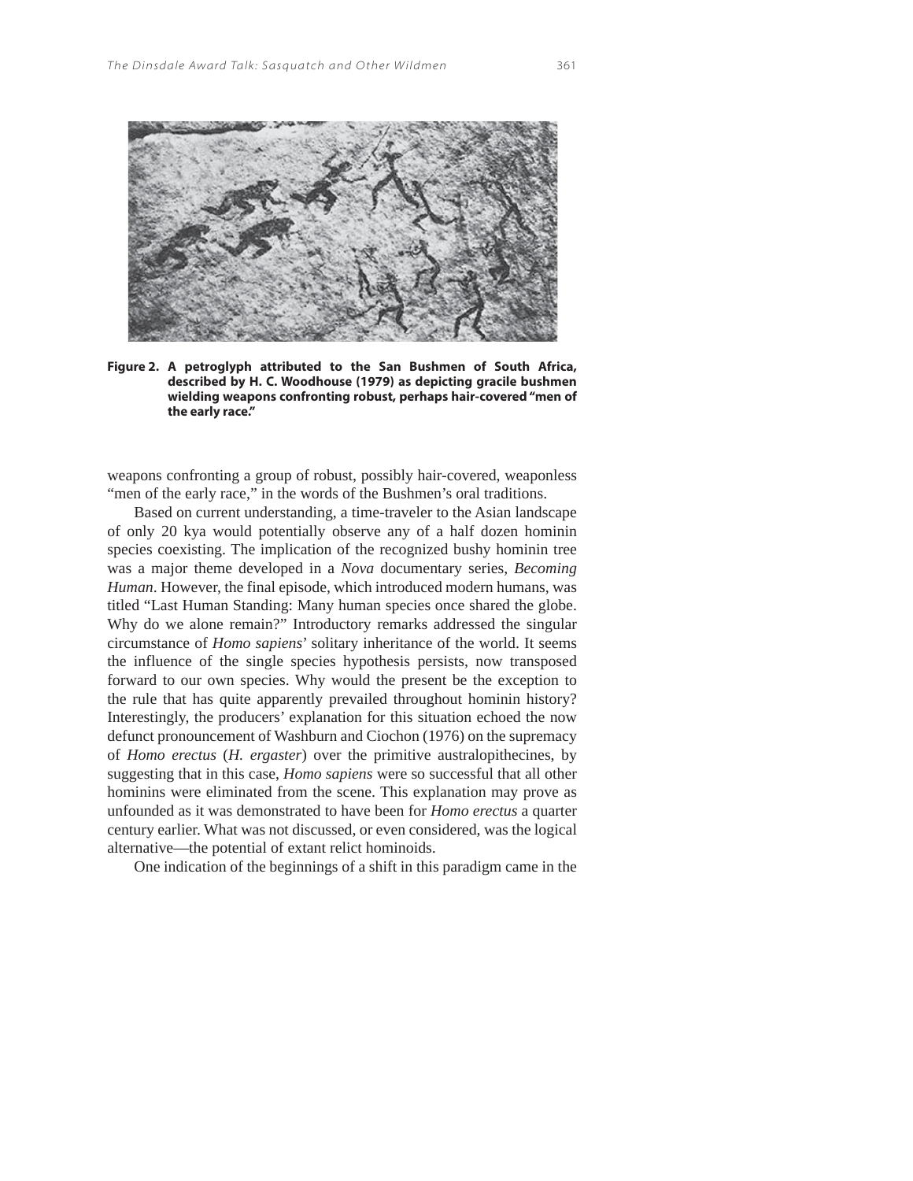**Figure 2. A petroglyph attributed to the San Bushmen of South Africa, described by H. C. Woodhouse (1979) as depicting gracile bushmen wielding weapons confronting robust, perhaps hair-covered "men of the early race."**

weapons confronting a group of robust, possibly hair-covered, weaponless "men of the early race," in the words of the Bushmen's oral traditions.

Based on current understanding, a time-traveler to the Asian landscape of only 20 kya would potentially observe any of a half dozen hominin species coexisting. The implication of the recognized bushy hominin tree was a major theme developed in a *Nova* documentary series, *Becoming Human*. However, the final episode, which introduced modern humans, was titled "Last Human Standing: Many human species once shared the globe. Why do we alone remain?" Introductory remarks addressed the singular circumstance of *Homo sapiens*' solitary inheritance of the world. It seems the influence of the single species hypothesis persists, now transposed forward to our own species. Why would the present be the exception to the rule that has quite apparently prevailed throughout hominin history? Interestingly, the producers' explanation for this situation echoed the now defunct pronouncement of Washburn and Ciochon (1976) on the supremacy of *Homo erectus* (*H. ergaster*) over the primitive australopithecines, by suggesting that in this case, *Homo sapiens* were so successful that all other hominins were eliminated from the scene. This explanation may prove as unfounded as it was demonstrated to have been for *Homo erectus* a quarter century earlier. What was not discussed, or even considered, was the logical alternative—the potential of extant relict hominoids.

One indication of the beginnings of a shift in this paradigm came in the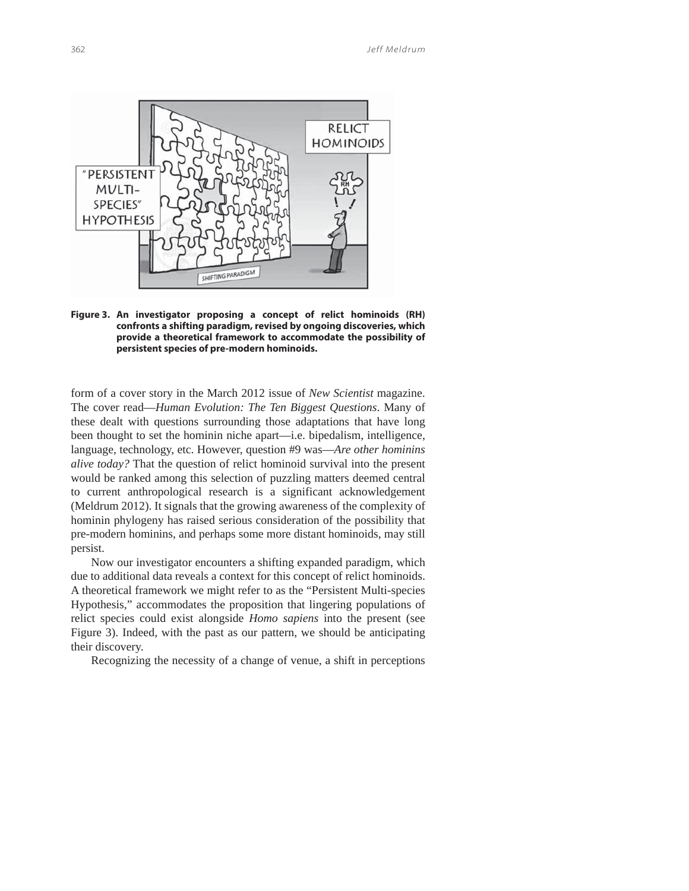**Figure 3. An investigator proposing a concept of relict hominoids (RH) confronts a shifting paradigm, revised by ongoing discoveries, which provide a theoretical framework to accommodate the possibility of persistent species of pre-modern hominoids.**

form of a cover story in the March 2012 issue of *New Scientist* magazine. The cover read—*Human Evolution: The Ten Biggest Questions*. Many of these dealt with questions surrounding those adaptations that have long been thought to set the hominin niche apart—i.e. bipedalism, intelligence, language, technology, etc. However, question #9 was—*Are other hominins alive today?* That the question of relict hominoid survival into the present would be ranked among this selection of puzzling matters deemed central to current anthropological research is a significant acknowledgement (Meldrum 2012). It signals that the growing awareness of the complexity of hominin phylogeny has raised serious consideration of the possibility that pre-modern hominins, and perhaps some more distant hominoids, may still persist.

Now our investigator encounters a shifting expanded paradigm, which due to additional data reveals a context for this concept of relict hominoids. A theoretical framework we might refer to as the "Persistent Multi-species Hypothesis," accommodates the proposition that lingering populations of relict species could exist alongside *Homo sapiens* into the present (see Figure 3). Indeed, with the past as our pattern, we should be anticipating their discovery.

Recognizing the necessity of a change of venue, a shift in perceptions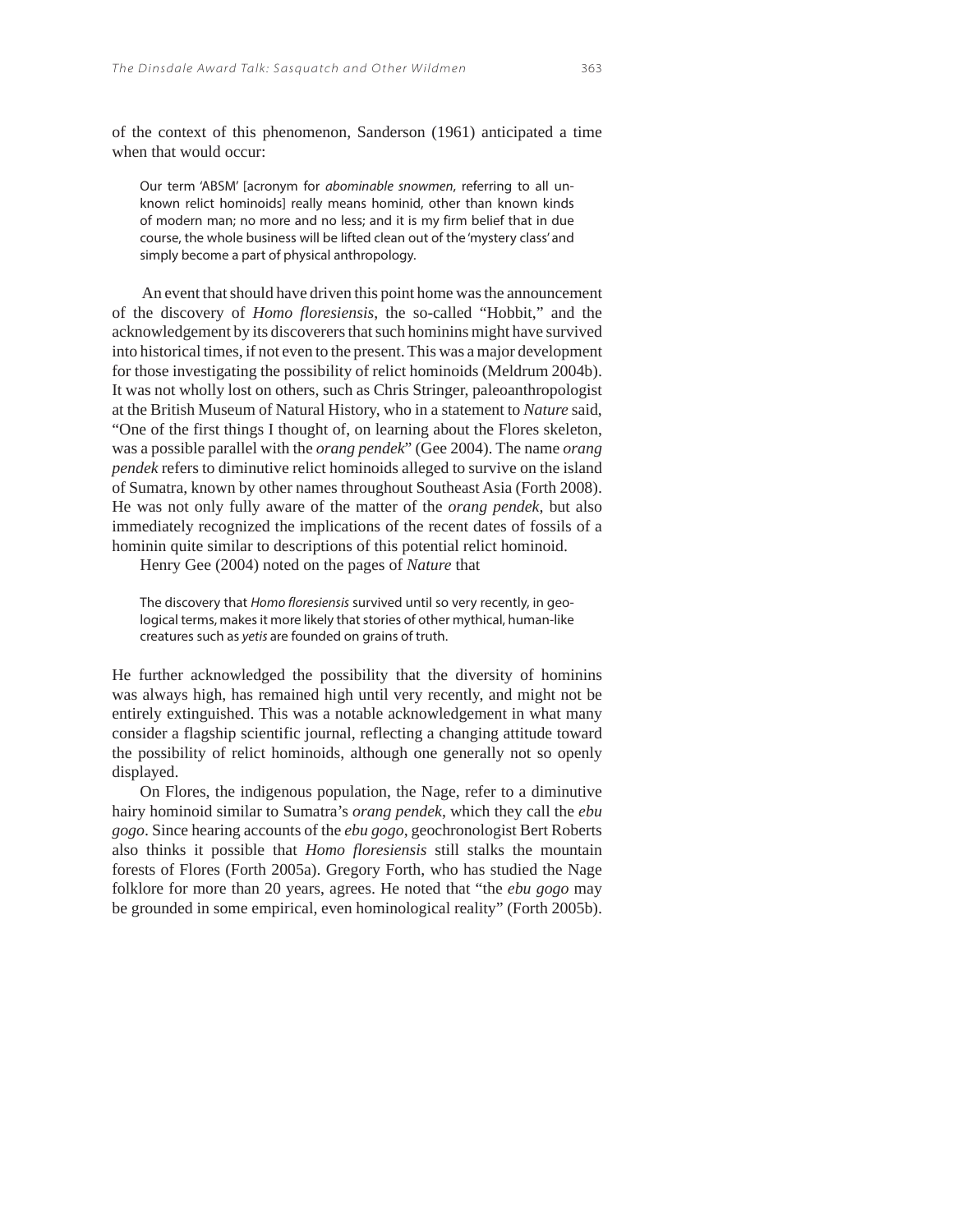of the context of this phenomenon, Sanderson (1961) anticipated a time when that would occur:

> Our term 'ABSM' [acronym for *abominable snowmen*, referring to all unknown relict hominoids] really means hominid, other than known kinds of modern man; no more and no less; and it is my firm belief that in due course, the whole business will be lifted clean out of the 'mystery class' and simply become a part of physical anthropology.

An event that should have driven this point home was the announcement of the discovery of *Homo floresiensis*, the so-called "Hobbit," and the acknowledgement by its discoverers that such hominins might have survived into historical times, if not even to the present. This was a major development for those investigating the possibility of relict hominoids (Meldrum 2004b). It was not wholly lost on others, such as Chris Stringer, paleoanthropologist at the British Museum of Natural History, who in a statement to *Nature* said, "One of the first things I thought of, on learning about the Flores skeleton, was a possible parallel with the *orang pendek*" (Gee 2004). The name *orang pendek* refers to diminutive relict hominoids alleged to survive on the island of Sumatra, known by other names throughout Southeast Asia (Forth 2008). He was not only fully aware of the matter of the *orang pendek*, but also immediately recognized the implications of the recent dates of fossils of a hominin quite similar to descriptions of this potential relict hominoid.

Henry Gee (2004) noted on the pages of *Nature* that

> The discovery that *Homo floresiensis* survived until so very recently, in geological terms, makes it more likely that stories of other mythical, human-like creatures such as *yetis* are founded on grains of truth.

He further acknowledged the possibility that the diversity of hominins was always high, has remained high until very recently, and might not be entirely extinguished. This was a notable acknowledgement in what many consider a flagship scientific journal, reflecting a changing attitude toward the possibility of relict hominoids, although one generally not so openly displayed.

On Flores, the indigenous population, the Nage, refer to a diminutive hairy hominoid similar to Sumatra's *orang pendek*, which they call the *ebu gogo*. Since hearing accounts of the *ebu gogo*, geochronologist Bert Roberts also thinks it possible that *Homo floresiensis* still stalks the mountain forests of Flores (Forth 2005a). Gregory Forth, who has studied the Nage folklore for more than 20 years, agrees. He noted that "the *ebu gogo* may be grounded in some empirical, even hominological reality" (Forth 2005b).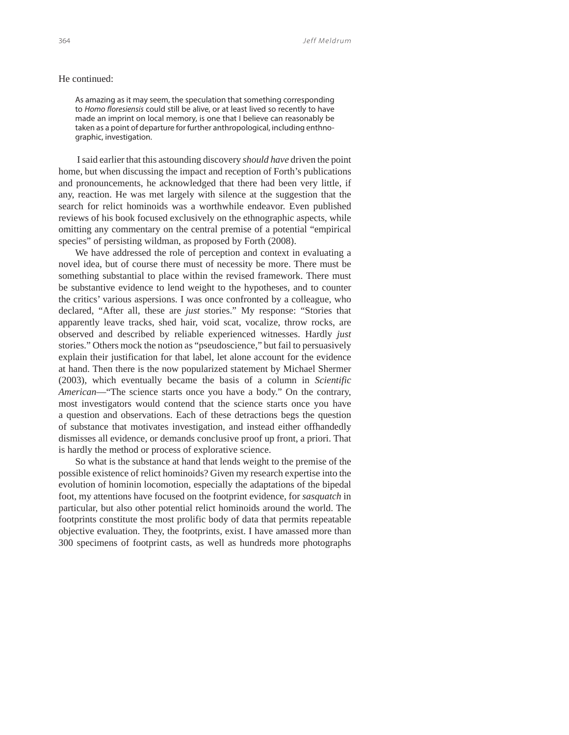He continued:

> As amazing as it may seem, the speculation that something corresponding to *Homo floresiensis* could still be alive, or at least lived so recently to have made an imprint on local memory, is one that I believe can reasonably be taken as a point of departure for further anthropological, including enthnographic, investigation.

I said earlier that this astounding discovery *should have* driven the point home, but when discussing the impact and reception of Forth's publications and pronouncements, he acknowledged that there had been very little, if any, reaction. He was met largely with silence at the suggestion that the search for relict hominoids was a worthwhile endeavor. Even published reviews of his book focused exclusively on the ethnographic aspects, while omitting any commentary on the central premise of a potential "empirical species" of persisting wildman, as proposed by Forth (2008).

We have addressed the role of perception and context in evaluating a novel idea, but of course there must of necessity be more. There must be something substantial to place within the revised framework. There must be substantive evidence to lend weight to the hypotheses, and to counter the critics' various aspersions. I was once confronted by a colleague, who declared, "After all, these are *just* stories." My response: "Stories that apparently leave tracks, shed hair, void scat, vocalize, throw rocks, are observed and described by reliable experienced witnesses. Hardly *just* stories." Others mock the notion as "pseudoscience," but fail to persuasively explain their justification for that label, let alone account for the evidence at hand. Then there is the now popularized statement by Michael Shermer (2003), which eventually became the basis of a column in *Scientific American*—"The science starts once you have a body." On the contrary, most investigators would contend that the science starts once you have a question and observations. Each of these detractions begs the question of substance that motivates investigation, and instead either offhandedly dismisses all evidence, or demands conclusive proof up front, a priori. That is hardly the method or process of explorative science.

So what is the substance at hand that lends weight to the premise of the possible existence of relict hominoids? Given my research expertise into the evolution of hominin locomotion, especially the adaptations of the bipedal foot, my attentions have focused on the footprint evidence, for *sasquatch* in particular, but also other potential relict hominoids around the world. The footprints constitute the most prolific body of data that permits repeatable objective evaluation. They, the footprints, exist. I have amassed more than 300 specimens of footprint casts, as well as hundreds more photographs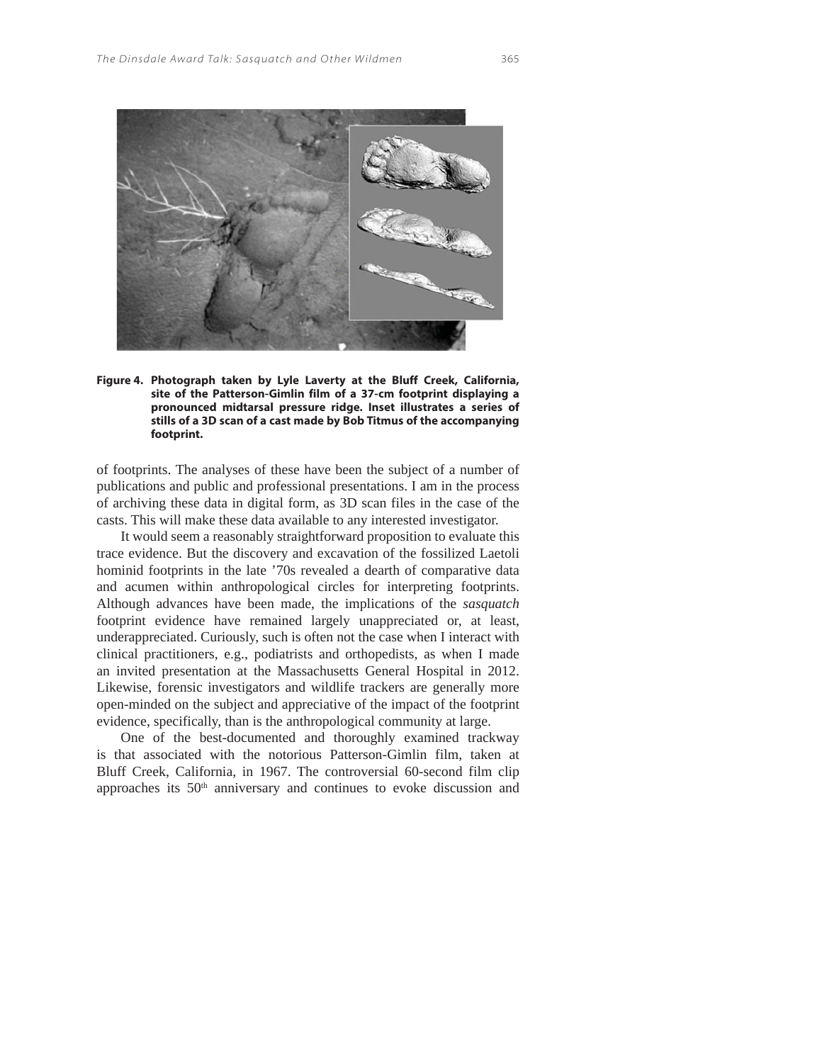**Figure 4. Photograph taken by Lyle Laverty at the Bluff Creek, California, site of the Patterson-Gimlin film of a 37-cm footprint displaying a pronounced midtarsal pressure ridge. Inset illustrates a series of stills of a 3D scan of a cast made by Bob Titmus of the accompanying footprint.**

of footprints. The analyses of these have been the subject of a number of publications and public and professional presentations. I am in the process of archiving these data in digital form, as 3D scan files in the case of the casts. This will make these data available to any interested investigator.

It would seem a reasonably straightforward proposition to evaluate this trace evidence. But the discovery and excavation of the fossilized Laetoli hominid footprints in the late '70s revealed a dearth of comparative data and acumen within anthropological circles for interpreting footprints. Although advances have been made, the implications of the *sasquatch* footprint evidence have remained largely unappreciated or, at least, underappreciated. Curiously, such is often not the case when I interact with clinical practitioners, e.g., podiatrists and orthopedists, as when I made an invited presentation at the Massachusetts General Hospital in 2012. Likewise, forensic investigators and wildlife trackers are generally more open-minded on the subject and appreciative of the impact of the footprint evidence, specifically, than is the anthropological community at large.

One of the best-documented and thoroughly examined trackway is that associated with the notorious Patterson-Gimlin film, taken at Bluff Creek, California, in 1967. The controversial 60-second film clip approaches its 50th anniversary and continues to evoke discussion and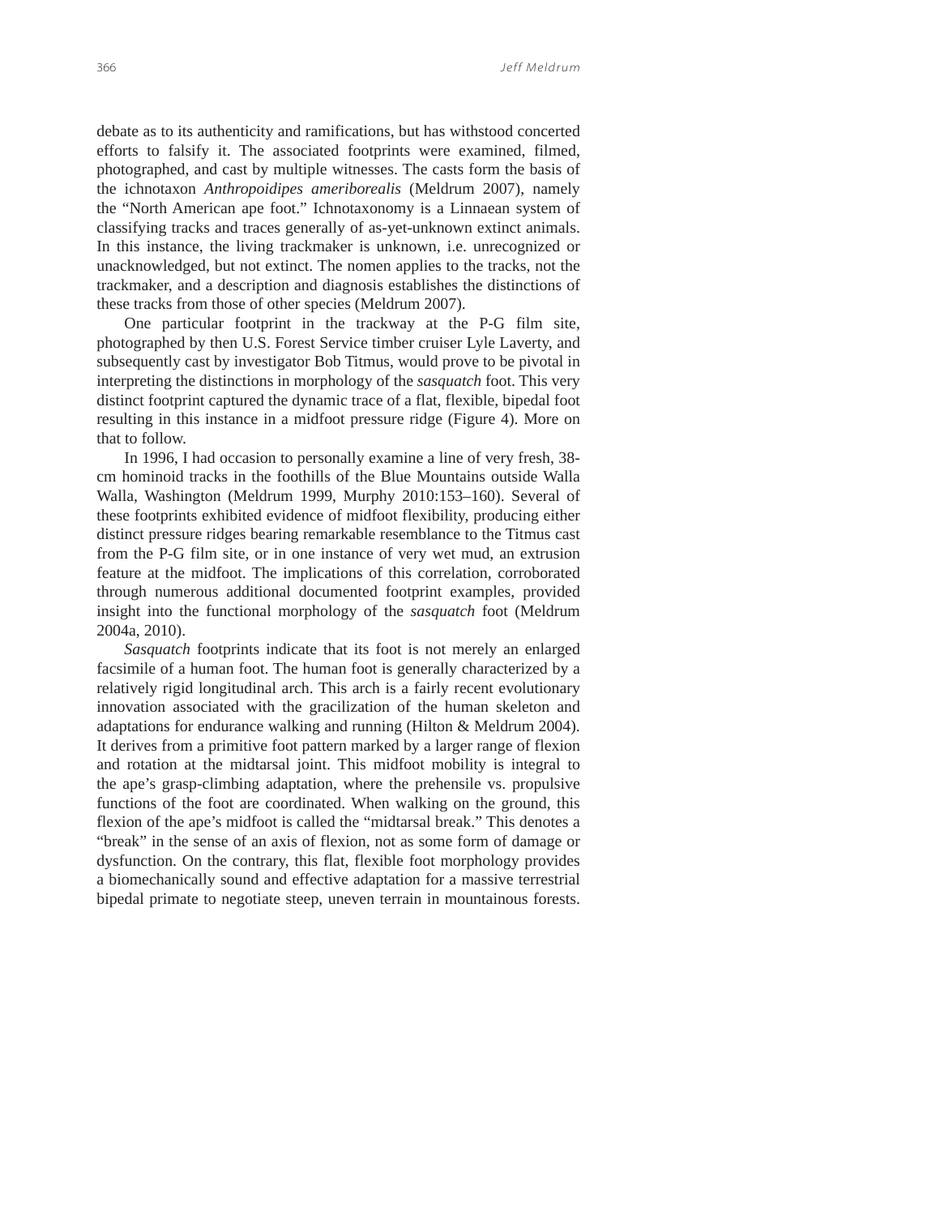debate as to its authenticity and ramifications, but has withstood concerted efforts to falsify it. The associated footprints were examined, filmed, photographed, and cast by multiple witnesses. The casts form the basis of the ichnotaxon *Anthropoidipes ameriborealis* (Meldrum 2007), namely the "North American ape foot." Ichnotaxonomy is a Linnaean system of classifying tracks and traces generally of as-yet-unknown extinct animals. In this instance, the living trackmaker is unknown, i.e. unrecognized or unacknowledged, but not extinct. The nomen applies to the tracks, not the trackmaker, and a description and diagnosis establishes the distinctions of these tracks from those of other species (Meldrum 2007).

One particular footprint in the trackway at the P-G film site, photographed by then U.S. Forest Service timber cruiser Lyle Laverty, and subsequently cast by investigator Bob Titmus, would prove to be pivotal in interpreting the distinctions in morphology of the *sasquatch* foot. This very distinct footprint captured the dynamic trace of a flat, flexible, bipedal foot resulting in this instance in a midfoot pressure ridge (Figure 4). More on that to follow.

In 1996, I had occasion to personally examine a line of very fresh, 38-cm hominoid tracks in the foothills of the Blue Mountains outside Walla Walla, Washington (Meldrum 1999, Murphy 2010:153–160). Several of these footprints exhibited evidence of midfoot flexibility, producing either distinct pressure ridges bearing remarkable resemblance to the Titmus cast from the P-G film site, or in one instance of very wet mud, an extrusion feature at the midfoot. The implications of this correlation, corroborated through numerous additional documented footprint examples, provided insight into the functional morphology of the *sasquatch* foot (Meldrum 2004a, 2010).

*Sasquatch* footprints indicate that its foot is not merely an enlarged facsimile of a human foot. The human foot is generally characterized by a relatively rigid longitudinal arch. This arch is a fairly recent evolutionary innovation associated with the gracilization of the human skeleton and adaptations for endurance walking and running (Hilton & Meldrum 2004). It derives from a primitive foot pattern marked by a larger range of flexion and rotation at the midtarsal joint. This midfoot mobility is integral to the ape's grasp-climbing adaptation, where the prehensile vs. propulsive functions of the foot are coordinated. When walking on the ground, this flexion of the ape's midfoot is called the "midtarsal break." This denotes a "break" in the sense of an axis of flexion, not as some form of damage or dysfunction. On the contrary, this flat, flexible foot morphology provides a biomechanically sound and effective adaptation for a massive terrestrial bipedal primate to negotiate steep, uneven terrain in mountainous forests.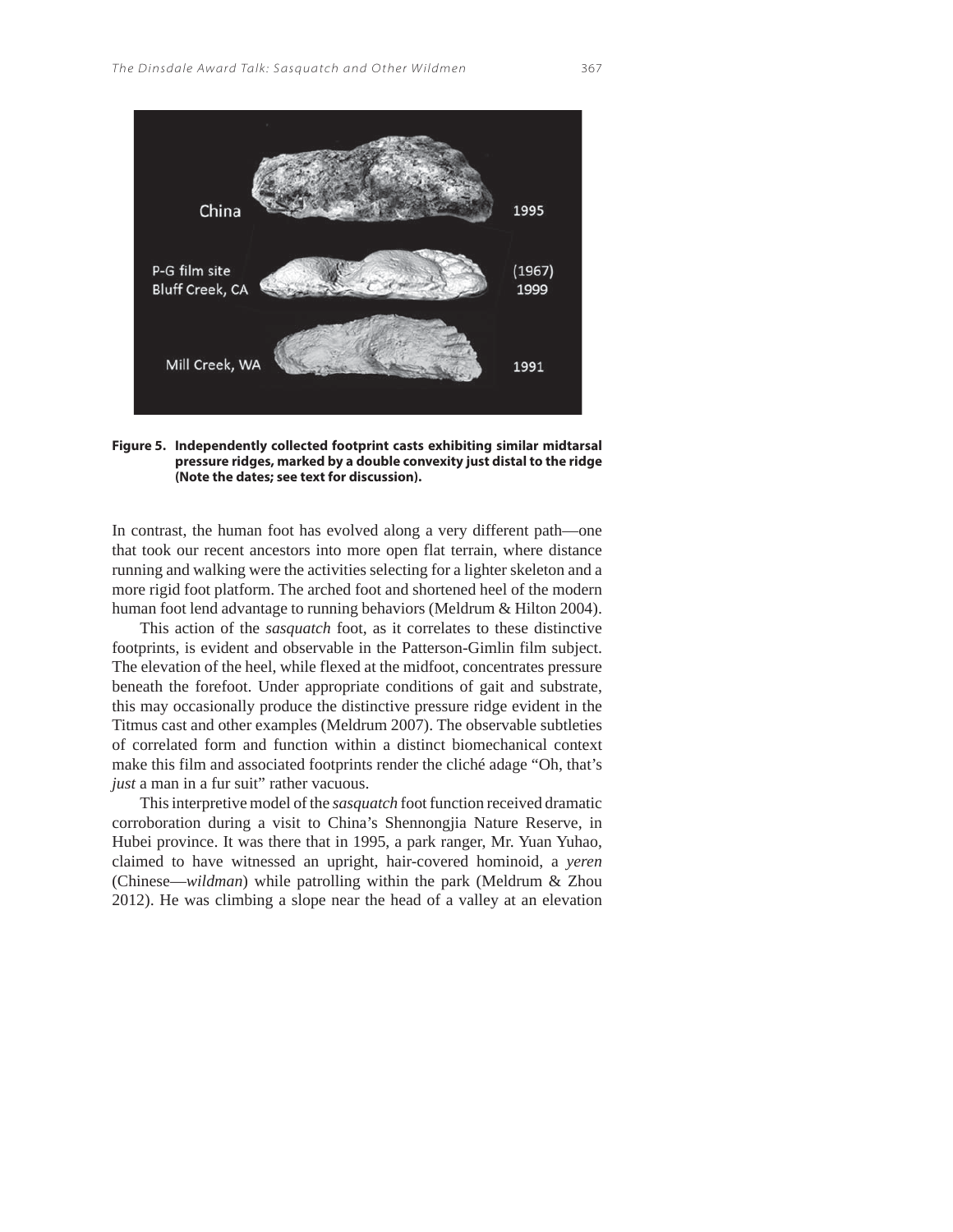**Figure 5. Independently collected footprint casts exhibiting similar midtarsal pressure ridges, marked by a double convexity just distal to the ridge (Note the dates; see text for discussion).**

In contrast, the human foot has evolved along a very different path—one that took our recent ancestors into more open flat terrain, where distance running and walking were the activities selecting for a lighter skeleton and a more rigid foot platform. The arched foot and shortened heel of the modern human foot lend advantage to running behaviors (Meldrum & Hilton 2004).

This action of the *sasquatch* foot, as it correlates to these distinctive footprints, is evident and observable in the Patterson-Gimlin film subject. The elevation of the heel, while flexed at the midfoot, concentrates pressure beneath the forefoot. Under appropriate conditions of gait and substrate, this may occasionally produce the distinctive pressure ridge evident in the Titmus cast and other examples (Meldrum 2007). The observable subtleties of correlated form and function within a distinct biomechanical context make this film and associated footprints render the cliché adage "Oh, that's *just* a man in a fur suit" rather vacuous.

This interpretive model of the *sasquatch* foot function received dramatic corroboration during a visit to China's Shennongjia Nature Reserve, in Hubei province. It was there that in 1995, a park ranger, Mr. Yuan Yuhao, claimed to have witnessed an upright, hair-covered hominoid, a *yeren* (Chinese—*wildman*) while patrolling within the park (Meldrum & Zhou 2012). He was climbing a slope near the head of a valley at an elevation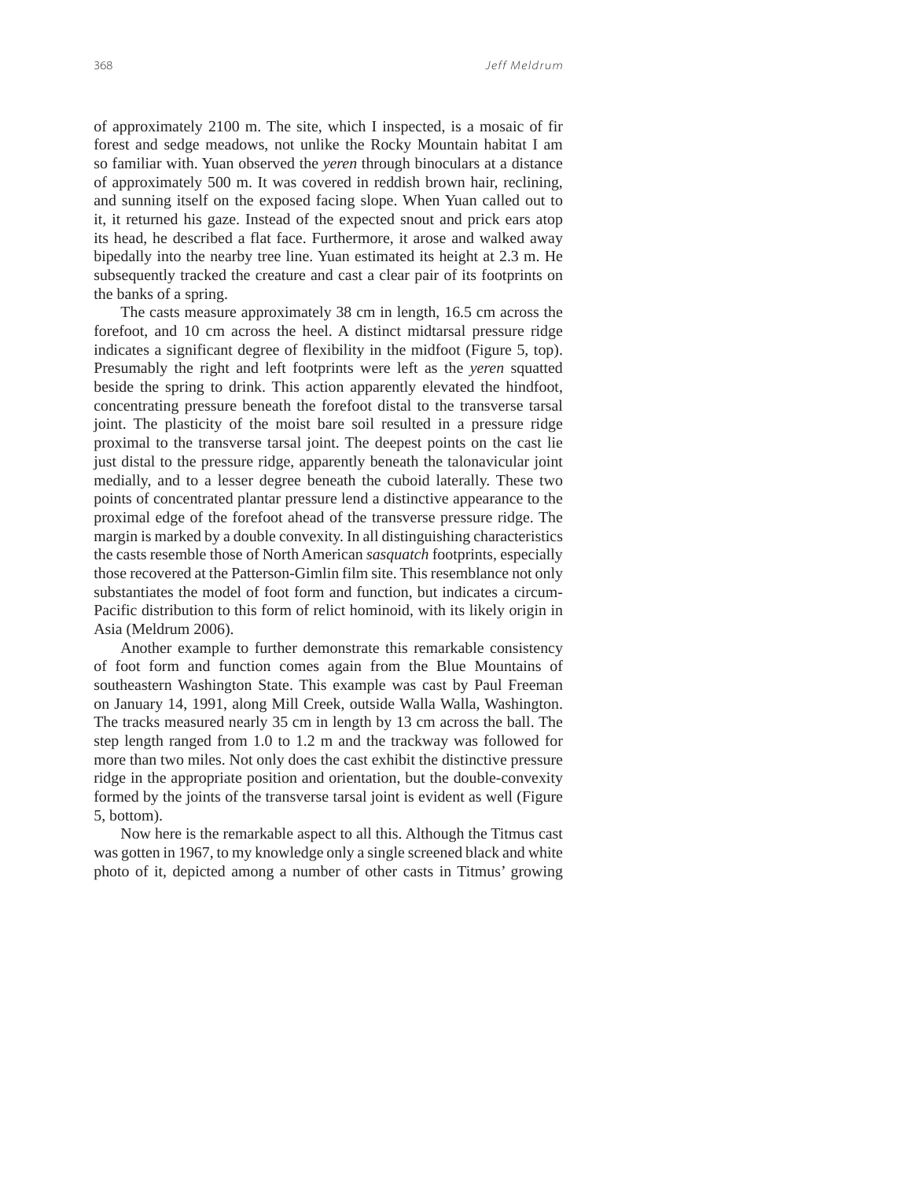of approximately 2100 m. The site, which I inspected, is a mosaic of fir forest and sedge meadows, not unlike the Rocky Mountain habitat I am so familiar with. Yuan observed the *yeren* through binoculars at a distance of approximately 500 m. It was covered in reddish brown hair, reclining, and sunning itself on the exposed facing slope. When Yuan called out to it, it returned his gaze. Instead of the expected snout and prick ears atop its head, he described a flat face. Furthermore, it arose and walked away bipedally into the nearby tree line. Yuan estimated its height at 2.3 m. He subsequently tracked the creature and cast a clear pair of its footprints on the banks of a spring.

The casts measure approximately 38 cm in length, 16.5 cm across the forefoot, and 10 cm across the heel. A distinct midtarsal pressure ridge indicates a significant degree of flexibility in the midfoot (Figure 5, top). Presumably the right and left footprints were left as the *yeren* squatted beside the spring to drink. This action apparently elevated the hindfoot, concentrating pressure beneath the forefoot distal to the transverse tarsal joint. The plasticity of the moist bare soil resulted in a pressure ridge proximal to the transverse tarsal joint. The deepest points on the cast lie just distal to the pressure ridge, apparently beneath the talonavicular joint medially, and to a lesser degree beneath the cuboid laterally. These two points of concentrated plantar pressure lend a distinctive appearance to the proximal edge of the forefoot ahead of the transverse pressure ridge. The margin is marked by a double convexity. In all distinguishing characteristics the casts resemble those of North American *sasquatch* footprints, especially those recovered at the Patterson-Gimlin film site. This resemblance not only substantiates the model of foot form and function, but indicates a circum-Pacific distribution to this form of relict hominoid, with its likely origin in Asia (Meldrum 2006).

Another example to further demonstrate this remarkable consistency of foot form and function comes again from the Blue Mountains of southeastern Washington State. This example was cast by Paul Freeman on January 14, 1991, along Mill Creek, outside Walla Walla, Washington. The tracks measured nearly 35 cm in length by 13 cm across the ball. The step length ranged from 1.0 to 1.2 m and the trackway was followed for more than two miles. Not only does the cast exhibit the distinctive pressure ridge in the appropriate position and orientation, but the double-convexity formed by the joints of the transverse tarsal joint is evident as well (Figure 5, bottom).

Now here is the remarkable aspect to all this. Although the Titmus cast was gotten in 1967, to my knowledge only a single screened black and white photo of it, depicted among a number of other casts in Titmus' growing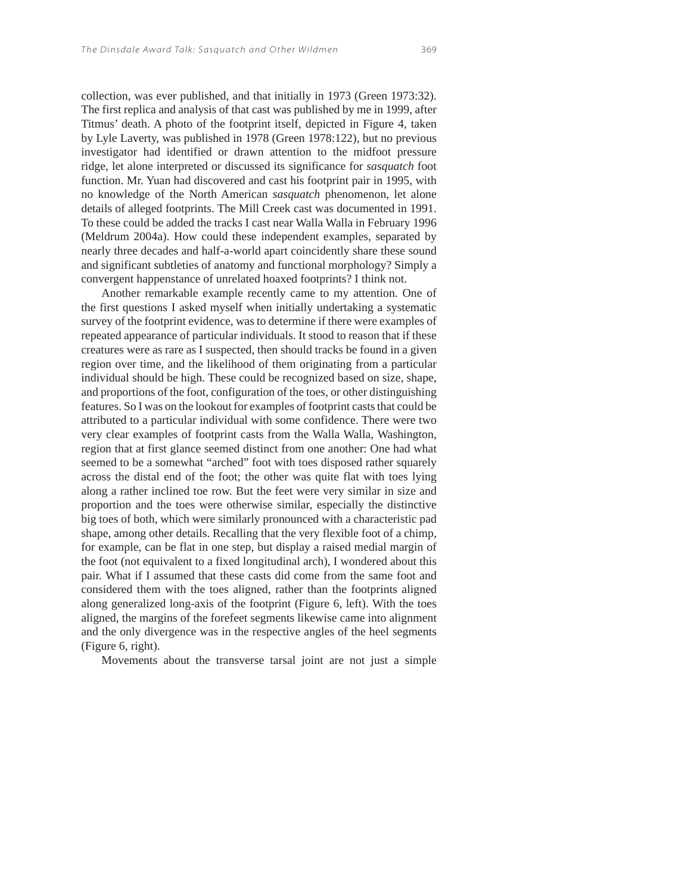collection, was ever published, and that initially in 1973 (Green 1973:32). The first replica and analysis of that cast was published by me in 1999, after Titmus' death. A photo of the footprint itself, depicted in Figure 4, taken by Lyle Laverty, was published in 1978 (Green 1978:122), but no previous investigator had identified or drawn attention to the midfoot pressure ridge, let alone interpreted or discussed its significance for *sasquatch* foot function. Mr. Yuan had discovered and cast his footprint pair in 1995, with no knowledge of the North American *sasquatch* phenomenon, let alone details of alleged footprints. The Mill Creek cast was documented in 1991. To these could be added the tracks I cast near Walla Walla in February 1996 (Meldrum 2004a). How could these independent examples, separated by nearly three decades and half-a-world apart coincidently share these sound and significant subtleties of anatomy and functional morphology? Simply a convergent happenstance of unrelated hoaxed footprints? I think not.

Another remarkable example recently came to my attention. One of the first questions I asked myself when initially undertaking a systematic survey of the footprint evidence, was to determine if there were examples of repeated appearance of particular individuals. It stood to reason that if these creatures were as rare as I suspected, then should tracks be found in a given region over time, and the likelihood of them originating from a particular individual should be high. These could be recognized based on size, shape, and proportions of the foot, configuration of the toes, or other distinguishing features. So I was on the lookout for examples of footprint casts that could be attributed to a particular individual with some confidence. There were two very clear examples of footprint casts from the Walla Walla, Washington, region that at first glance seemed distinct from one another: One had what seemed to be a somewhat "arched" foot with toes disposed rather squarely across the distal end of the foot; the other was quite flat with toes lying along a rather inclined toe row. But the feet were very similar in size and proportion and the toes were otherwise similar, especially the distinctive big toes of both, which were similarly pronounced with a characteristic pad shape, among other details. Recalling that the very flexible foot of a chimp, for example, can be flat in one step, but display a raised medial margin of the foot (not equivalent to a fixed longitudinal arch), I wondered about this pair. What if I assumed that these casts did come from the same foot and considered them with the toes aligned, rather than the footprints aligned along generalized long-axis of the footprint (Figure 6, left). With the toes aligned, the margins of the forefeet segments likewise came into alignment and the only divergence was in the respective angles of the heel segments (Figure 6, right).

Movements about the transverse tarsal joint are not just a simple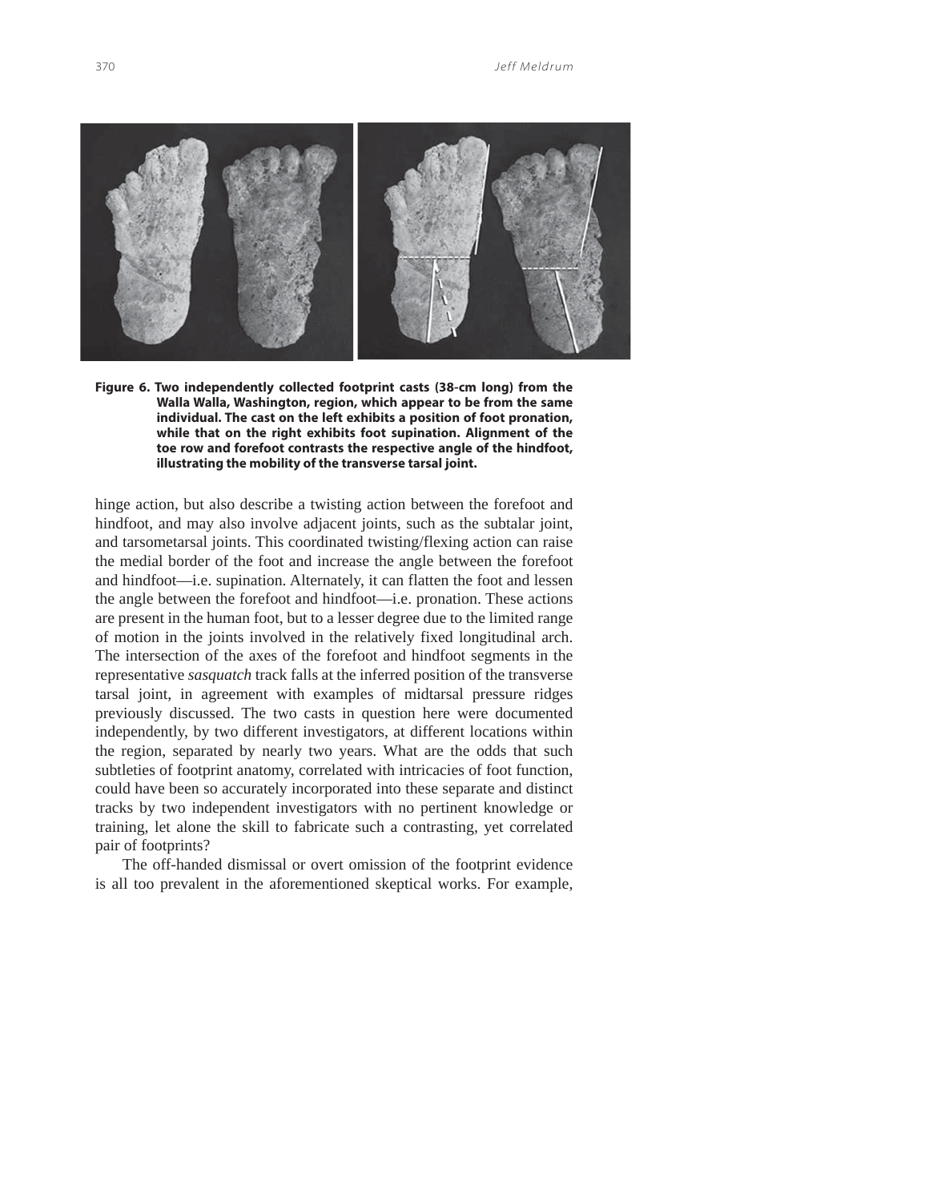**Figure 6. Two independently collected footprint casts (38-cm long) from the Walla Walla, Washington, region, which appear to be from the same individual. The cast on the left exhibits a position of foot pronation, while that on the right exhibits foot supination. Alignment of the toe row and forefoot contrasts the respective angle of the hindfoot, illustrating the mobility of the transverse tarsal joint.**

hinge action, but also describe a twisting action between the forefoot and hindfoot, and may also involve adjacent joints, such as the subtalar joint, and tarsometatarsal joints. This coordinated twisting/flexing action can raise the medial border of the foot and increase the angle between the forefoot and hindfoot—i.e. supination. Alternately, it can flatten the foot and lessen the angle between the forefoot and hindfoot—i.e. pronation. These actions are present in the human foot, but to a lesser degree due to the limited range of motion in the joints involved in the relatively fixed longitudinal arch. The intersection of the axes of the forefoot and hindfoot segments in the representative *sasquatch* track falls at the inferred position of the transverse tarsal joint, in agreement with examples of midtarsal pressure ridges previously discussed. The two casts in question here were documented independently, by two different investigators, at different locations within the region, separated by nearly two years. What are the odds that such subtleties of footprint anatomy, correlated with intricacies of foot function, could have been so accurately incorporated into these separate and distinct tracks by two independent investigators with no pertinent knowledge or training, let alone the skill to fabricate such a contrasting, yet correlated pair of footprints?

The off-handed dismissal or overt omission of the footprint evidence is all too prevalent in the aforementioned skeptical works. For example,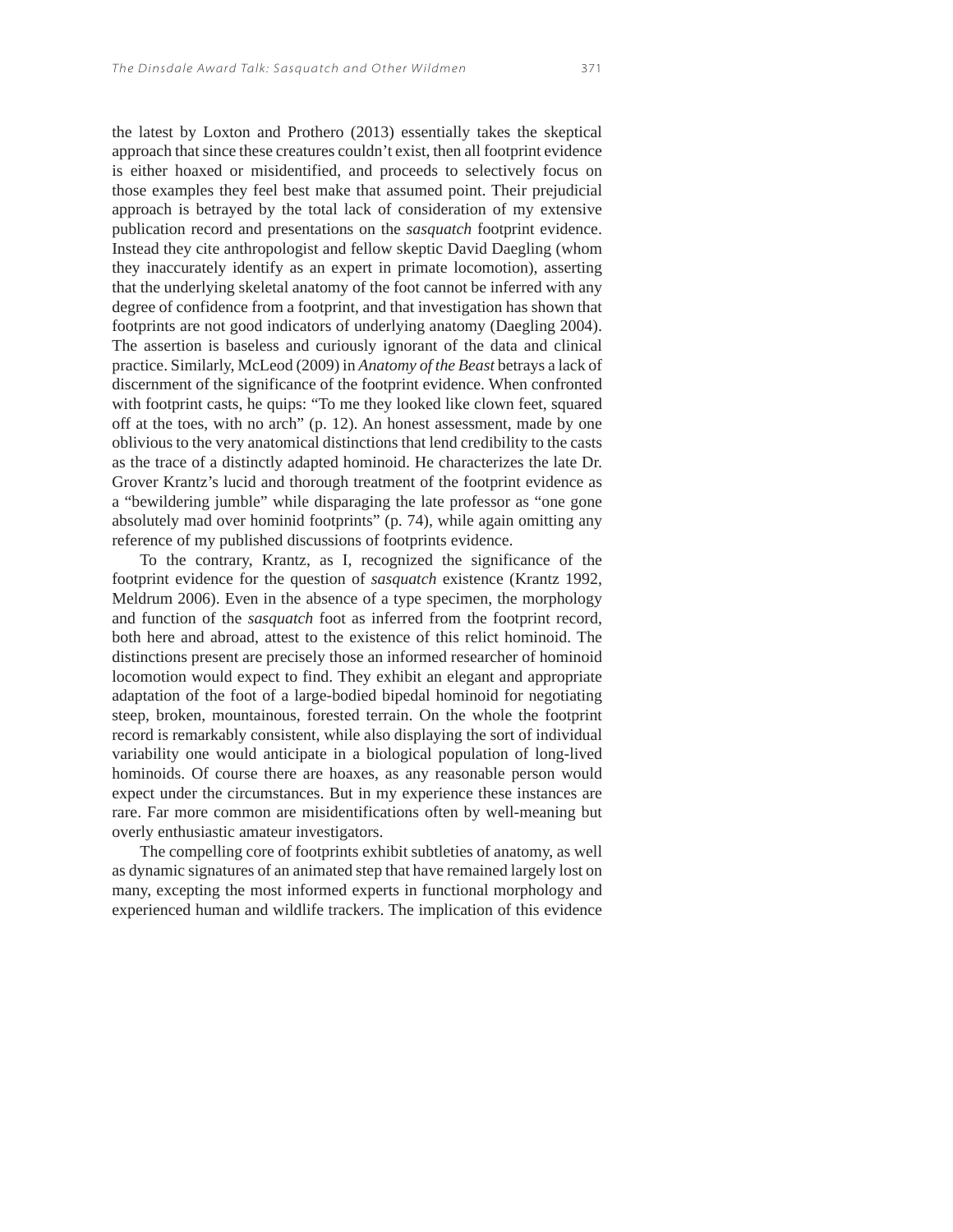the latest by Loxton and Prothero (2013) essentially takes the skeptical approach that since these creatures couldn't exist, then all footprint evidence is either hoaxed or misidentified, and proceeds to selectively focus on those examples they feel best make that assumed point. Their prejudicial approach is betrayed by the total lack of consideration of my extensive publication record and presentations on the *sasquatch* footprint evidence. Instead they cite anthropologist and fellow skeptic David Daegling (whom they inaccurately identify as an expert in primate locomotion), asserting that the underlying skeletal anatomy of the foot cannot be inferred with any degree of confidence from a footprint, and that investigation has shown that footprints are not good indicators of underlying anatomy (Daegling 2004). The assertion is baseless and curiously ignorant of the data and clinical practice. Similarly, McLeod (2009) in *Anatomy of the Beast* betrays a lack of discernment of the significance of the footprint evidence. When confronted with footprint casts, he quips: "To me they looked like clown feet, squared off at the toes, with no arch" (p. 12). An honest assessment, made by one oblivious to the very anatomical distinctions that lend credibility to the casts as the trace of a distinctly adapted hominoid. He characterizes the late Dr. Grover Krantz's lucid and thorough treatment of the footprint evidence as a "bewildering jumble" while disparaging the late professor as "one gone absolutely mad over hominid footprints" (p. 74), while again omitting any reference of my published discussions of footprints evidence.

To the contrary, Krantz, as I, recognized the significance of the footprint evidence for the question of *sasquatch* existence (Krantz 1992, Meldrum 2006). Even in the absence of a type specimen, the morphology and function of the *sasquatch* foot as inferred from the footprint record, both here and abroad, attest to the existence of this relict hominoid. The distinctions present are precisely those an informed researcher of hominoid locomotion would expect to find. They exhibit an elegant and appropriate adaptation of the foot of a large-bodied bipedal hominoid for negotiating steep, broken, mountainous, forested terrain. On the whole the footprint record is remarkably consistent, while also displaying the sort of individual variability one would anticipate in a biological population of long-lived hominoids. Of course there are hoaxes, as any reasonable person would expect under the circumstances. But in my experience these instances are rare. Far more common are misidentifications often by well-meaning but overly enthusiastic amateur investigators.

The compelling core of footprints exhibit subtleties of anatomy, as well as dynamic signatures of an animated step that have remained largely lost on many, excepting the most informed experts in functional morphology and experienced human and wildlife trackers. The implication of this evidence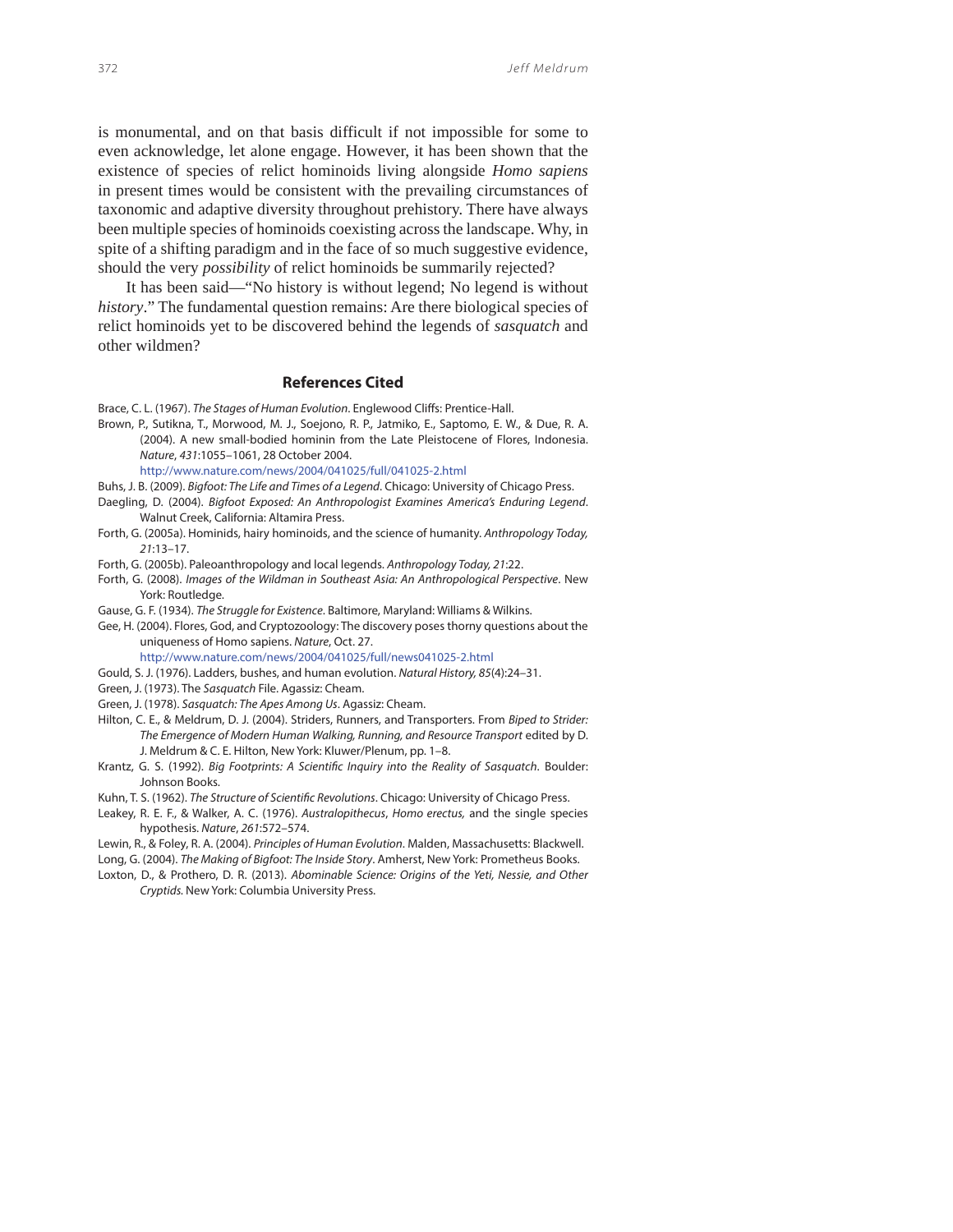is monumental, and on that basis difficult if not impossible for some to even acknowledge, let alone engage. However, it has been shown that the existence of species of relict hominoids living alongside *Homo sapiens* in present times would be consistent with the prevailing circumstances of taxonomic and adaptive diversity throughout prehistory. There have always been multiple species of hominoids coexisting across the landscape. Why, in spite of a shifting paradigm and in the face of so much suggestive evidence, should the very *possibility* of relict hominoids be summarily rejected?

It has been said—"No history is without legend; No legend is without *history*." The fundamental question remains: Are there biological species of relict hominoids yet to be discovered behind the legends of *sasquatch* and other wildmen?

## References Cited

Brace, C. L. (1967). *The Stages of Human Evolution*. Englewood Cliffs: Prentice-Hall.

Brown, P., Sutikna, T., Morwood, M. J., Soejono, R. P., Jatmiko, E., Saptomo, E. W., & Due, R. A. (2004). A new small-bodied hominin from the Late Pleistocene of Flores, Indonesia. *Nature*, *431*:1055–1061, 28 October 2004. http://www.nature.com/news/2004/041025/full/041025-2.html

Buhs, J. B. (2009). *Bigfoot: The Life and Times of a Legend*. Chicago: University of Chicago Press.

Daegling, D. (2004). *Bigfoot Exposed: An Anthropologist Examines America's Enduring Legend*. Walnut Creek, California: Altamira Press.

Forth, G. (2005a). Hominids, hairy hominoids, and the science of humanity. *Anthropology Today, 21*:13–17.

Forth, G. (2005b). Paleoanthropology and local legends. *Anthropology Today, 21*:22.

Forth, G. (2008). *Images of the Wildman in Southeast Asia: An Anthropological Perspective*. New York: Routledge.

Gause, G. F. (1934). *The Struggle for Existence*. Baltimore, Maryland: Williams & Wilkins.

Gee, H. (2004). Flores, God, and Cryptozoology: The discovery poses thorny questions about the uniqueness of Homo sapiens. *Nature*, Oct. 27. http://www.nature.com/news/2004/041025/full/news041025-2.html

Gould, S. J. (1976). Ladders, bushes, and human evolution. *Natural History, 85*(4):24–31.

Green, J. (1973). The *Sasquatch* File. Agassiz: Cheam.

Green, J. (1978). *Sasquatch: The Apes Among Us*. Agassiz: Cheam.

Hilton, C. E., & Meldrum, D. J. (2004). Striders, Runners, and Transporters. From *Biped to Strider: The Emergence of Modern Human Walking, Running, and Resource Transport* edited by D. J. Meldrum & C. E. Hilton, New York: Kluwer/Plenum, pp. 1–8.

Krantz, G. S. (1992). *Big Footprints: A Scientific Inquiry into the Reality of Sasquatch*. Boulder: Johnson Books.

Kuhn, T. S. (1962). *The Structure of Scientific Revolutions*. Chicago: University of Chicago Press.

Leakey, R. E. F., & Walker, A. C. (1976). *Australopithecus*, *Homo erectus,* and the single species hypothesis. *Nature*, *261*:572–574.

Lewin, R., & Foley, R. A. (2004). *Principles of Human Evolution*. Malden, Massachusetts: Blackwell.

Long, G. (2004). *The Making of Bigfoot: The Inside Story*. Amherst, New York: Prometheus Books.

Loxton, D., & Prothero, D. R. (2013). *Abominable Science: Origins of the Yeti, Nessie, and Other Cryptids.* New York: Columbia University Press.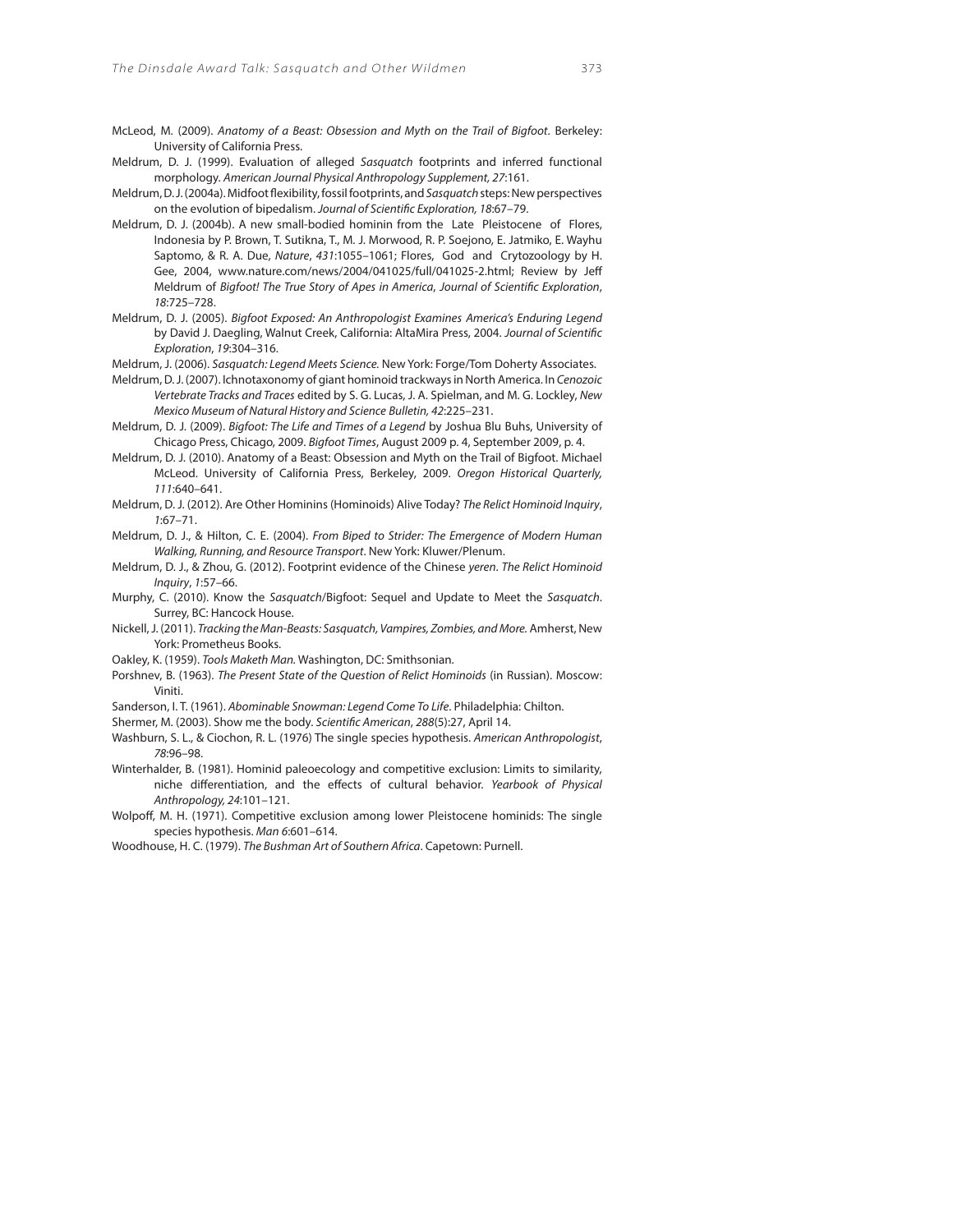McLeod, M. (2009). *Anatomy of a Beast: Obsession and Myth on the Trail of Bigfoot*. Berkeley: University of California Press.

Meldrum, D. J. (1999). Evaluation of alleged *Sasquatch* footprints and inferred functional morphology. *American Journal Physical Anthropology Supplement, 27*:161.

Meldrum, D. J. (2004a). Midfoot flexibility, fossil footprints, and *Sasquatch* steps: New perspectives on the evolution of bipedalism. *Journal of Scientific Exploration, 18*:67–79.

Meldrum, D. J. (2004b). A new small-bodied hominin from the Late Pleistocene of Flores, Indonesia by P. Brown, T. Sutikna, T., M. J. Morwood, R. P. Soejono, E. Jatmiko, E. Wayhu Saptomo, & R. A. Due, *Nature*, *431*:1055–1061; Flores, God and Crytozoology by H. Gee, 2004, www.nature.com/news/2004/041025/full/041025-2.html; Review by Jeff Meldrum of *Bigfoot! The True Story of Apes in America*, *Journal of Scientific Exploration*, *18*:725–728.

Meldrum, D. J. (2005). *Bigfoot Exposed: An Anthropologist Examines America's Enduring Legend* by David J. Daegling, Walnut Creek, California: AltaMira Press, 2004. *Journal of Scientific Exploration*, *19*:304–316.

Meldrum, J. (2006). *Sasquatch: Legend Meets Science.* New York: Forge/Tom Doherty Associates.

Meldrum, D. J. (2007). Ichnotaxonomy of giant hominoid trackways in North America. In *Cenozoic Vertebrate Tracks and Traces* edited by S. G. Lucas, J. A. Spielman, and M. G. Lockley, *New Mexico Museum of Natural History and Science Bulletin, 42*:225–231.

Meldrum, D. J. (2009). *Bigfoot: The Life and Times of a Legend* by Joshua Blu Buhs, University of Chicago Press, Chicago, 2009. *Bigfoot Times*, August 2009 p. 4, September 2009, p. 4.

Meldrum, D. J. (2010). Anatomy of a Beast: Obsession and Myth on the Trail of Bigfoot. Michael McLeod. University of California Press, Berkeley, 2009. *Oregon Historical Quarterly, 111*:640–641.

Meldrum, D. J. (2012). Are Other Hominins (Hominoids) Alive Today? *The Relict Hominoid Inquiry*, *1*:67–71.

Meldrum, D. J., & Hilton, C. E. (2004). *From Biped to Strider: The Emergence of Modern Human Walking, Running, and Resource Transport*. New York: Kluwer/Plenum.

Meldrum, D. J., & Zhou, G. (2012). Footprint evidence of the Chinese *yeren*. *The Relict Hominoid Inquiry*, *1*:57–66.

Murphy, C. (2010). Know the *Sasquatch*/Bigfoot: Sequel and Update to Meet the *Sasquatch*. Surrey, BC: Hancock House.

Nickell, J. (2011). *Tracking the Man-Beasts: Sasquatch, Vampires, Zombies, and More.* Amherst, New York: Prometheus Books.

Oakley, K. (1959). *Tools Maketh Man.* Washington, DC: Smithsonian.

Porshnev, B. (1963). *The Present State of the Question of Relict Hominoids* (in Russian). Moscow: Viniti.

Sanderson, I. T. (1961). *Abominable Snowman: Legend Come To Life*. Philadelphia: Chilton.

Shermer, M. (2003). Show me the body. *Scientific American*, *288*(5):27, April 14.

Washburn, S. L., & Ciochon, R. L. (1976) The single species hypothesis. *American Anthropologist*, *78*:96–98.

Winterhalder, B. (1981). Hominid paleoecology and competitive exclusion: Limits to similarity, niche differentiation, and the effects of cultural behavior. *Yearbook of Physical Anthropology, 24*:101–121.

Wolpoff, M. H. (1971). Competitive exclusion among lower Pleistocene hominids: The single species hypothesis. *Man 6*:601–614.

Woodhouse, H. C. (1979). *The Bushman Art of Southern Africa*. Capetown: Purnell.